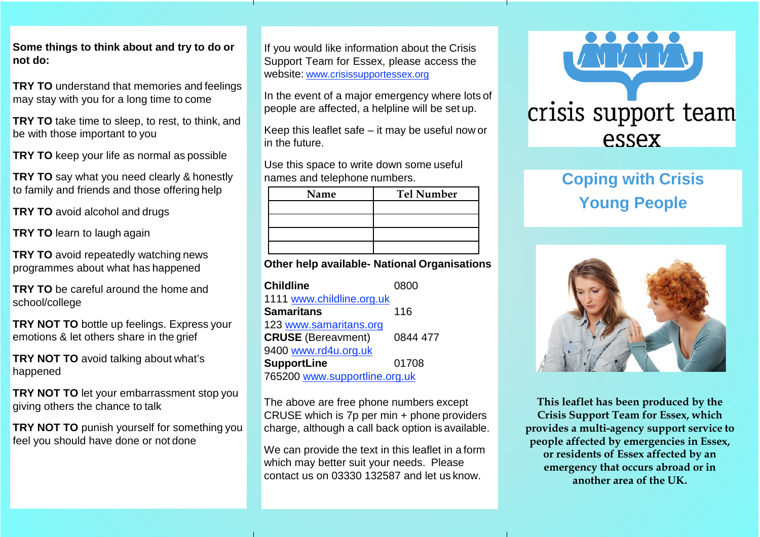**Some things to think about and try to do or not do:**

**TRY TO** understand that memories and feelings may stay with you for a long time to come

**TRY TO** take time to sleep, to rest, to think, and be with those important to you

**TRY TO** keep your life as normal as possible

**TRY TO** say what you need clearly & honestly to family and friends and those offering help

**TRY TO** avoid alcohol and drugs

**TRY TO** learn to laugh again

**TRY TO** avoid repeatedly watching news programmes about what has happened

**TRY TO** be careful around the home and school/college

**TRY NOT TO** bottle up feelings. Express your emotions & let others share in the grief

**TRY NOT TO** avoid talking about what's happened

**TRY NOT TO** let your embarrassment stop you giving others the chance to talk

**TRY NOT TO** punish yourself for something you feel you should have done or not done

If you would like information about the Crisis Support Team for Essex, please access the website: www.crisissupportessex.org

In the event of a major emergency where lots of people are affected, a helpline will be set up.

Keep this leaflet safe – it may be useful now or in the future.

Use this space to write down some useful names and telephone numbers.

| Name | Tel Number |
|---|---|
| | |
| | |
| | |
| | |

**Other help available- National Organisations**

**Childline** 0800 1111 www.childline.org.uk
**Samaritans** 116 123 www.samaritans.org
**CRUSE** (Bereavment) 0844 477 9400 www.rd4u.org.uk
**SupportLine** 01708 765200 www.supportline.org.uk

The above are free phone numbers except CRUSE which is 7p per min + phone providers charge, although a call back option is available.

We can provide the text in this leaflet in a form which may better suit your needs. Please contact us on 03330 132587 and let us know.

crisis support team essex

# Coping with Crisis
# Young People

**This leaflet has been produced by the Crisis Support Team for Essex, which provides a multi-agency support service to people affected by emergencies in Essex, or residents of Essex affected by an emergency that occurs abroad or in another area of the UK.**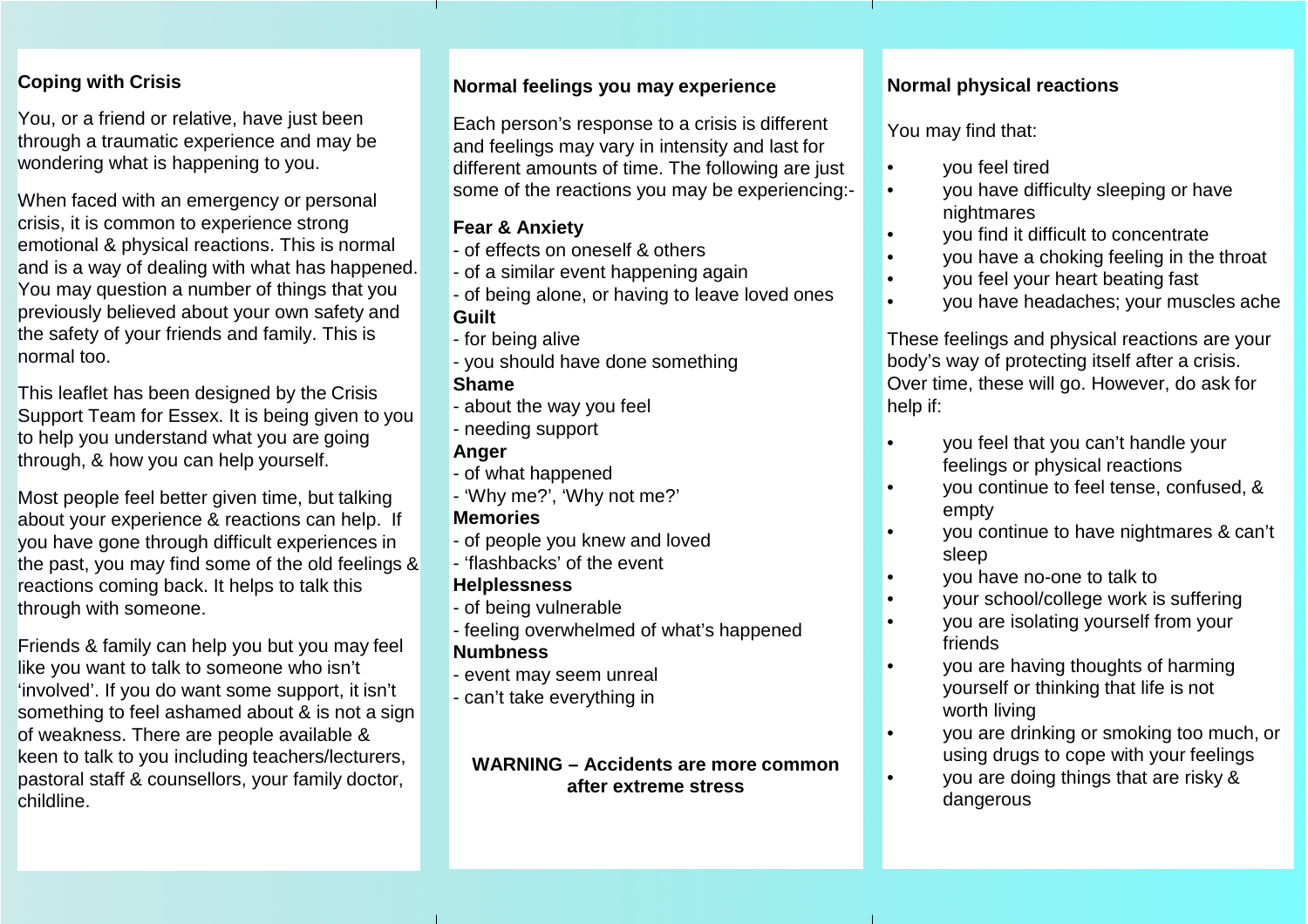## Coping with Crisis

You, or a friend or relative, have just been through a traumatic experience and may be wondering what is happening to you.

When faced with an emergency or personal crisis, it is common to experience strong emotional & physical reactions. This is normal and is a way of dealing with what has happened. You may question a number of things that you previously believed about your own safety and the safety of your friends and family. This is normal too.

This leaflet has been designed by the Crisis Support Team for Essex. It is being given to you to help you understand what you are going through, & how you can help yourself.

Most people feel better given time, but talking about your experience & reactions can help. If you have gone through difficult experiences in the past, you may find some of the old feelings & reactions coming back. It helps to talk this through with someone.

Friends & family can help you but you may feel like you want to talk to someone who isn't 'involved'. If you do want some support, it isn't something to feel ashamed about & is not a sign of weakness. There are people available & keen to talk to you including teachers/lecturers, pastoral staff & counsellors, your family doctor, childline.

## Normal feelings you may experience

Each person's response to a crisis is different and feelings may vary in intensity and last for different amounts of time. The following are just some of the reactions you may be experiencing:-

**Fear & Anxiety**
- of effects on oneself & others
- of a similar event happening again
- of being alone, or having to leave loved ones

**Guilt**
- for being alive
- you should have done something

**Shame**
- about the way you feel
- needing support

**Anger**
- of what happened
- 'Why me?', 'Why not me?'

**Memories**
- of people you knew and loved
- 'flashbacks' of the event

**Helplessness**
- of being vulnerable
- feeling overwhelmed of what's happened

**Numbness**
- event may seem unreal
- can't take everything in

**WARNING – Accidents are more common after extreme stress**

## Normal physical reactions

You may find that:

- you feel tired
- you have difficulty sleeping or have nightmares
- you find it difficult to concentrate
- you have a choking feeling in the throat
- you feel your heart beating fast
- you have headaches; your muscles ache

These feelings and physical reactions are your body's way of protecting itself after a crisis. Over time, these will go. However, do ask for help if:

- you feel that you can't handle your feelings or physical reactions
- you continue to feel tense, confused, & empty
- you continue to have nightmares & can't sleep
- you have no-one to talk to
- your school/college work is suffering
- you are isolating yourself from your friends
- you are having thoughts of harming yourself or thinking that life is not worth living
- you are drinking or smoking too much, or using drugs to cope with your feelings
- you are doing things that are risky & dangerous